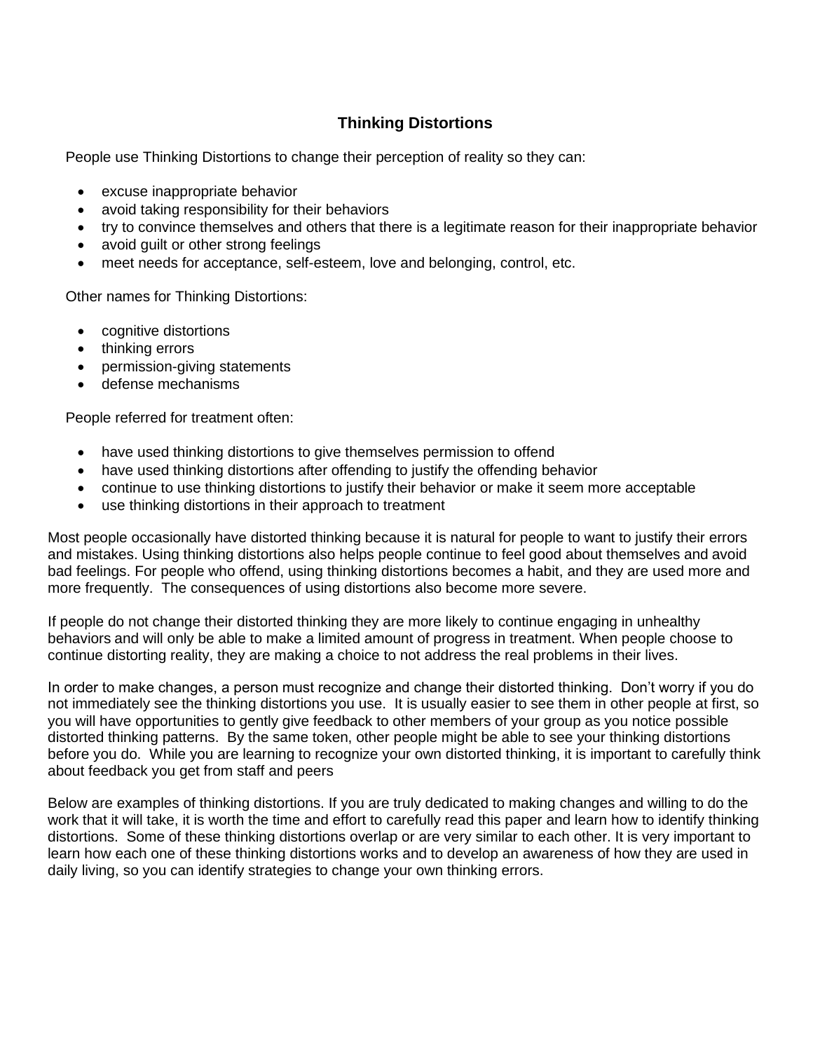# Thinking Distortions

People use Thinking Distortions to change their perception of reality so they can:

- excuse inappropriate behavior
- avoid taking responsibility for their behaviors
- try to convince themselves and others that there is a legitimate reason for their inappropriate behavior
- avoid guilt or other strong feelings
- meet needs for acceptance, self-esteem, love and belonging, control, etc.

Other names for Thinking Distortions:

- cognitive distortions
- thinking errors
- permission-giving statements
- defense mechanisms

People referred for treatment often:

- have used thinking distortions to give themselves permission to offend
- have used thinking distortions after offending to justify the offending behavior
- continue to use thinking distortions to justify their behavior or make it seem more acceptable
- use thinking distortions in their approach to treatment

Most people occasionally have distorted thinking because it is natural for people to want to justify their errors and mistakes. Using thinking distortions also helps people continue to feel good about themselves and avoid bad feelings. For people who offend, using thinking distortions becomes a habit, and they are used more and more frequently. The consequences of using distortions also become more severe.

If people do not change their distorted thinking they are more likely to continue engaging in unhealthy behaviors and will only be able to make a limited amount of progress in treatment. When people choose to continue distorting reality, they are making a choice to not address the real problems in their lives.

In order to make changes, a person must recognize and change their distorted thinking. Don't worry if you do not immediately see the thinking distortions you use. It is usually easier to see them in other people at first, so you will have opportunities to gently give feedback to other members of your group as you notice possible distorted thinking patterns. By the same token, other people might be able to see your thinking distortions before you do. While you are learning to recognize your own distorted thinking, it is important to carefully think about feedback you get from staff and peers

Below are examples of thinking distortions. If you are truly dedicated to making changes and willing to do the work that it will take, it is worth the time and effort to carefully read this paper and learn how to identify thinking distortions. Some of these thinking distortions overlap or are very similar to each other. It is very important to learn how each one of these thinking distortions works and to develop an awareness of how they are used in daily living, so you can identify strategies to change your own thinking errors.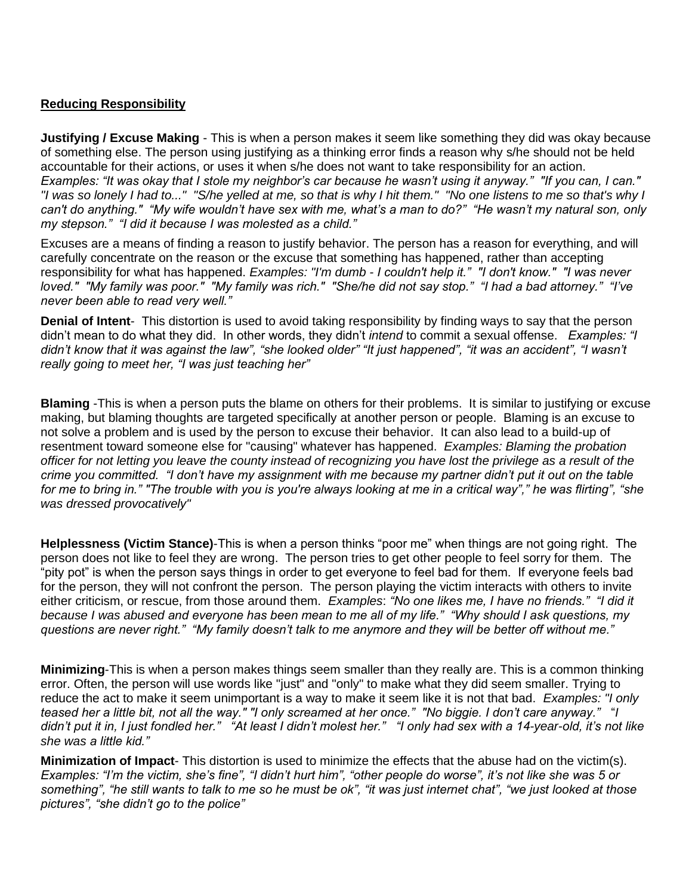**Reducing Responsibility**

**Justifying / Excuse Making** - This is when a person makes it seem like something they did was okay because of something else. The person using justifying as a thinking error finds a reason why s/he should not be held accountable for their actions, or uses it when s/he does not want to take responsibility for an action. *Examples: "It was okay that I stole my neighbor's car because he wasn't using it anyway." "If you can, I can." "I was so lonely I had to..." "S/he yelled at me, so that is why I hit them." "No one listens to me so that's why I can't do anything." "My wife wouldn't have sex with me, what's a man to do?" "He wasn't my natural son, only my stepson." "I did it because I was molested as a child."*

Excuses are a means of finding a reason to justify behavior. The person has a reason for everything, and will carefully concentrate on the reason or the excuse that something has happened, rather than accepting responsibility for what has happened. *Examples: "I'm dumb - I couldn't help it." "I don't know." "I was never loved." "My family was poor." "My family was rich." "She/he did not say stop." "I had a bad attorney." "I've never been able to read very well."*

**Denial of Intent**- This distortion is used to avoid taking responsibility by finding ways to say that the person didn't mean to do what they did. In other words, they didn't *intend* to commit a sexual offense. *Examples: "I didn't know that it was against the law", "she looked older" "It just happened", "it was an accident", "I wasn't really going to meet her, "I was just teaching her"*

**Blaming** -This is when a person puts the blame on others for their problems. It is similar to justifying or excuse making, but blaming thoughts are targeted specifically at another person or people. Blaming is an excuse to not solve a problem and is used by the person to excuse their behavior. It can also lead to a build-up of resentment toward someone else for "causing" whatever has happened. *Examples: Blaming the probation officer for not letting you leave the county instead of recognizing you have lost the privilege as a result of the crime you committed. "I don't have my assignment with me because my partner didn't put it out on the table for me to bring in." "The trouble with you is you're always looking at me in a critical way"," he was flirting", "she was dressed provocatively"*

**Helplessness (Victim Stance)**-This is when a person thinks "poor me" when things are not going right. The person does not like to feel they are wrong. The person tries to get other people to feel sorry for them. The "pity pot" is when the person says things in order to get everyone to feel bad for them. If everyone feels bad for the person, they will not confront the person. The person playing the victim interacts with others to invite either criticism, or rescue, from those around them. *Examples*: *"No one likes me, I have no friends." "I did it because I was abused and everyone has been mean to me all of my life." "Why should I ask questions, my questions are never right." "My family doesn't talk to me anymore and they will be better off without me."*

**Minimizing**-This is when a person makes things seem smaller than they really are. This is a common thinking error. Often, the person will use words like "just" and "only" to make what they did seem smaller. Trying to reduce the act to make it seem unimportant is a way to make it seem like it is not that bad. *Examples: "I only teased her a little bit, not all the way." "I only screamed at her once." "No biggie. I don't care anyway." "I didn't put it in, I just fondled her." "At least I didn't molest her." "I only had sex with a 14-year-old, it's not like she was a little kid."*

**Minimization of Impact**- This distortion is used to minimize the effects that the abuse had on the victim(s). *Examples: "I'm the victim, she's fine", "I didn't hurt him", "other people do worse", it's not like she was 5 or something", "he still wants to talk to me so he must be ok", "it was just internet chat", "we just looked at those pictures", "she didn't go to the police"*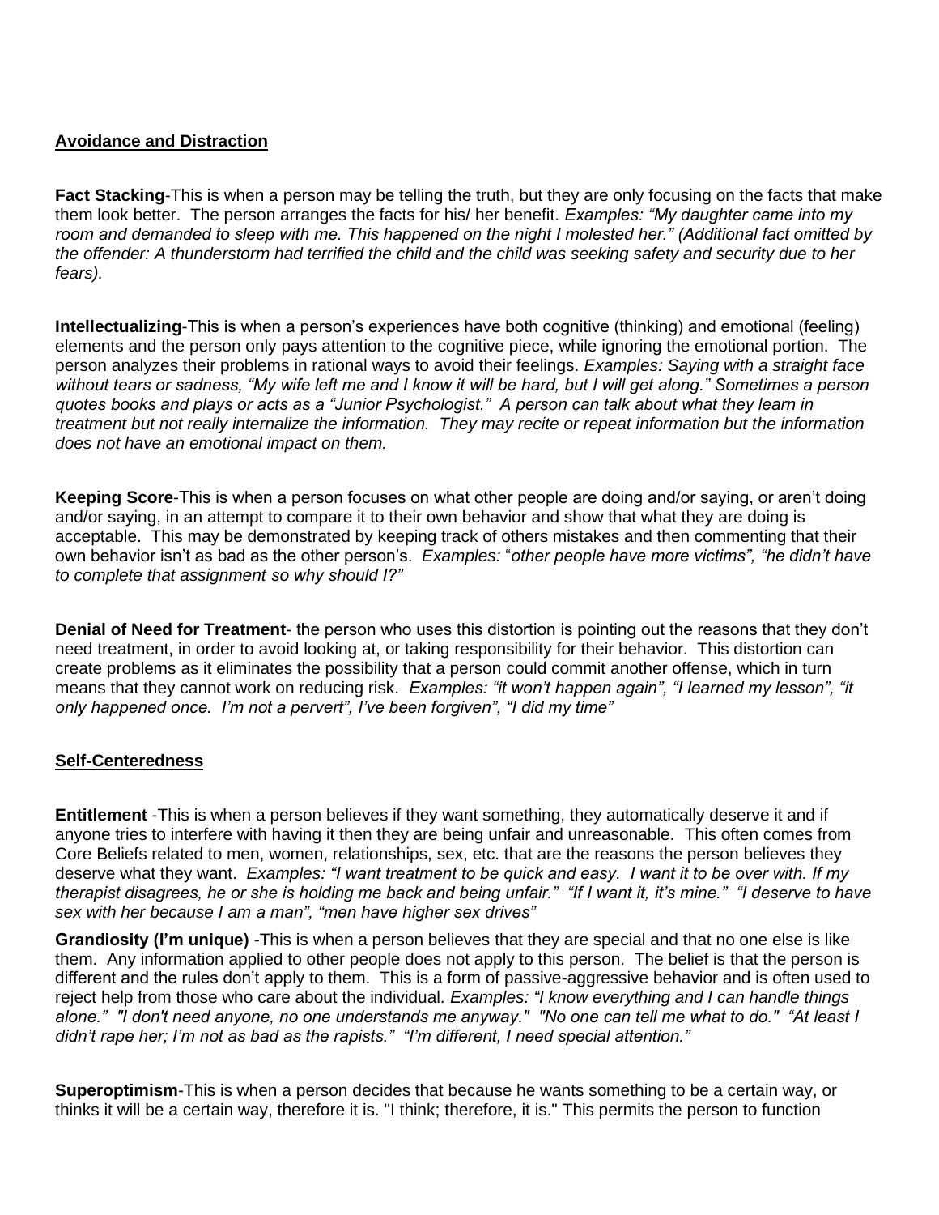**Avoidance and Distraction**

**Fact Stacking**-This is when a person may be telling the truth, but they are only focusing on the facts that make them look better. The person arranges the facts for his/ her benefit. *Examples: "My daughter came into my room and demanded to sleep with me. This happened on the night I molested her." (Additional fact omitted by the offender: A thunderstorm had terrified the child and the child was seeking safety and security due to her fears).*

**Intellectualizing**-This is when a person's experiences have both cognitive (thinking) and emotional (feeling) elements and the person only pays attention to the cognitive piece, while ignoring the emotional portion. The person analyzes their problems in rational ways to avoid their feelings. *Examples: Saying with a straight face without tears or sadness, "My wife left me and I know it will be hard, but I will get along." Sometimes a person quotes books and plays or acts as a "Junior Psychologist." A person can talk about what they learn in treatment but not really internalize the information. They may recite or repeat information but the information does not have an emotional impact on them.*

**Keeping Score**-This is when a person focuses on what other people are doing and/or saying, or aren't doing and/or saying, in an attempt to compare it to their own behavior and show that what they are doing is acceptable. This may be demonstrated by keeping track of others mistakes and then commenting that their own behavior isn't as bad as the other person's. *Examples:* "*other people have more victims", "he didn't have to complete that assignment so why should I?"*

**Denial of Need for Treatment**- the person who uses this distortion is pointing out the reasons that they don't need treatment, in order to avoid looking at, or taking responsibility for their behavior. This distortion can create problems as it eliminates the possibility that a person could commit another offense, which in turn means that they cannot work on reducing risk. *Examples: "it won't happen again", "I learned my lesson", "it only happened once. I'm not a pervert", I've been forgiven", "I did my time"*

**Self-Centeredness**

**Entitlement** -This is when a person believes if they want something, they automatically deserve it and if anyone tries to interfere with having it then they are being unfair and unreasonable. This often comes from Core Beliefs related to men, women, relationships, sex, etc. that are the reasons the person believes they deserve what they want. *Examples: "I want treatment to be quick and easy. I want it to be over with. If my therapist disagrees, he or she is holding me back and being unfair." "If I want it, it's mine." "I deserve to have sex with her because I am a man", "men have higher sex drives"*

**Grandiosity (I'm unique)** -This is when a person believes that they are special and that no one else is like them. Any information applied to other people does not apply to this person. The belief is that the person is different and the rules don't apply to them. This is a form of passive-aggressive behavior and is often used to reject help from those who care about the individual. *Examples: "I know everything and I can handle things alone." "I don't need anyone, no one understands me anyway." "No one can tell me what to do." "At least I didn't rape her; I'm not as bad as the rapists." "I'm different, I need special attention."*

**Superoptimism**-This is when a person decides that because he wants something to be a certain way, or thinks it will be a certain way, therefore it is. "I think; therefore, it is." This permits the person to function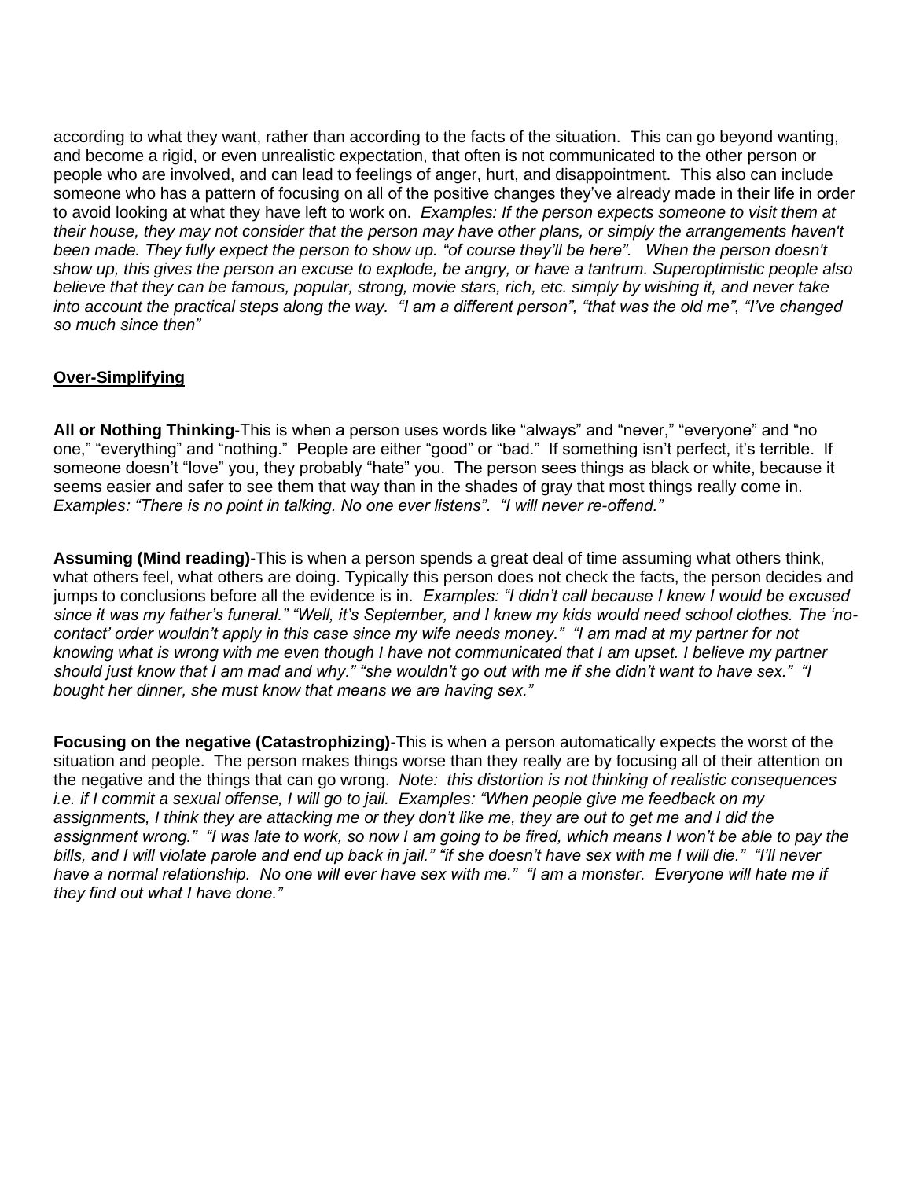according to what they want, rather than according to the facts of the situation. This can go beyond wanting, and become a rigid, or even unrealistic expectation, that often is not communicated to the other person or people who are involved, and can lead to feelings of anger, hurt, and disappointment. This also can include someone who has a pattern of focusing on all of the positive changes they've already made in their life in order to avoid looking at what they have left to work on. *Examples: If the person expects someone to visit them at their house, they may not consider that the person may have other plans, or simply the arrangements haven't been made. They fully expect the person to show up. "of course they'll be here". When the person doesn't show up, this gives the person an excuse to explode, be angry, or have a tantrum. Superoptimistic people also believe that they can be famous, popular, strong, movie stars, rich, etc. simply by wishing it, and never take into account the practical steps along the way. "I am a different person", "that was the old me", "I've changed so much since then"*

**Over-Simplifying**

**All or Nothing Thinking**-This is when a person uses words like "always" and "never," "everyone" and "no one," "everything" and "nothing." People are either "good" or "bad." If something isn't perfect, it's terrible. If someone doesn't "love" you, they probably "hate" you. The person sees things as black or white, because it seems easier and safer to see them that way than in the shades of gray that most things really come in. *Examples: "There is no point in talking. No one ever listens". "I will never re-offend."*

**Assuming (Mind reading)**-This is when a person spends a great deal of time assuming what others think, what others feel, what others are doing. Typically this person does not check the facts, the person decides and jumps to conclusions before all the evidence is in. *Examples: "I didn't call because I knew I would be excused since it was my father's funeral." "Well, it's September, and I knew my kids would need school clothes. The 'no-contact' order wouldn't apply in this case since my wife needs money." "I am mad at my partner for not knowing what is wrong with me even though I have not communicated that I am upset. I believe my partner should just know that I am mad and why." "she wouldn't go out with me if she didn't want to have sex." "I bought her dinner, she must know that means we are having sex."*

**Focusing on the negative (Catastrophizing)**-This is when a person automatically expects the worst of the situation and people. The person makes things worse than they really are by focusing all of their attention on the negative and the things that can go wrong. *Note: this distortion is not thinking of realistic consequences i.e. if I commit a sexual offense, I will go to jail. Examples: "When people give me feedback on my assignments, I think they are attacking me or they don't like me, they are out to get me and I did the assignment wrong." "I was late to work, so now I am going to be fired, which means I won't be able to pay the bills, and I will violate parole and end up back in jail." "if she doesn't have sex with me I will die." "I'll never have a normal relationship. No one will ever have sex with me." "I am a monster. Everyone will hate me if they find out what I have done."*